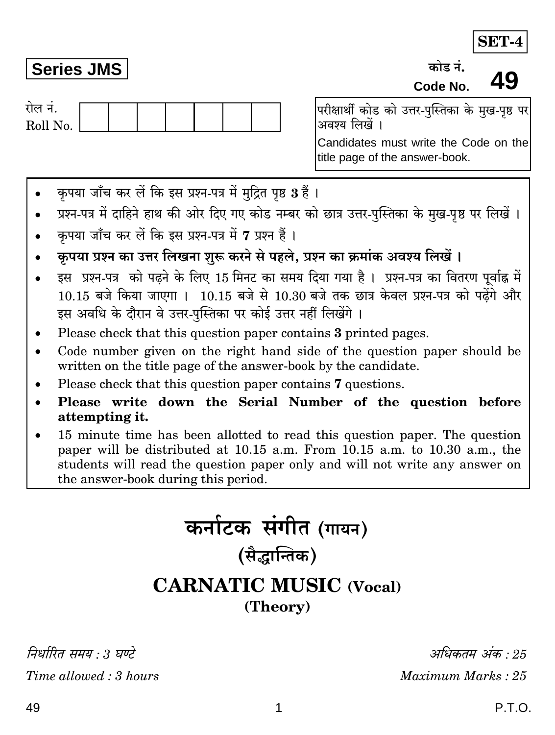**SET-4**

**Series JMS**

कोड नं.
Code No. **49**

रोल नं.
Roll No. | | | | | | | |

परीक्षार्थी कोड को उत्तर-पुस्तिका के मुख-पृष्ठ पर अवश्य लिखें ।

Candidates must write the Code on the title page of the answer-book.

- कृपया जाँच कर लें कि इस प्रश्न-पत्र में मुद्रित पृष्ठ **3** हैं ।
- प्रश्न-पत्र में दाहिने हाथ की ओर दिए गए कोड नम्बर को छात्र उत्तर-पुस्तिका के मुख-पृष्ठ पर लिखें ।
- कृपया जाँच कर लें कि इस प्रश्न-पत्र में **7** प्रश्न हैं ।
- **कृपया प्रश्न का उत्तर लिखना शुरू करने से पहले, प्रश्न का क्रमांक अवश्य लिखें ।**
- इस प्रश्न-पत्र को पढ़ने के लिए 15 मिनट का समय दिया गया है । प्रश्न-पत्र का वितरण पूर्वाह्न में 10.15 बजे किया जाएगा । 10.15 बजे से 10.30 बजे तक छात्र केवल प्रश्न-पत्र को पढ़ेंगे और इस अवधि के दौरान वे उत्तर-पुस्तिका पर कोई उत्तर नहीं लिखेंगे ।
- Please check that this question paper contains **3** printed pages.
- Code number given on the right hand side of the question paper should be written on the title page of the answer-book by the candidate.
- Please check that this question paper contains **7** questions.
- **Please write down the Serial Number of the question before attempting it.**
- 15 minute time has been allotted to read this question paper. The question paper will be distributed at 10.15 a.m. From 10.15 a.m. to 10.30 a.m., the students will read the question paper only and will not write any answer on the answer-book during this period.

# कर्नाटक संगीत (गायन)

## (सैद्धान्तिक)

# CARNATIC MUSIC (Vocal)

## (Theory)

*निर्धारित समय : 3 घण्टे* | *अधिकतम अंक : 25*

*Time allowed : 3 hours* | *Maximum Marks : 25*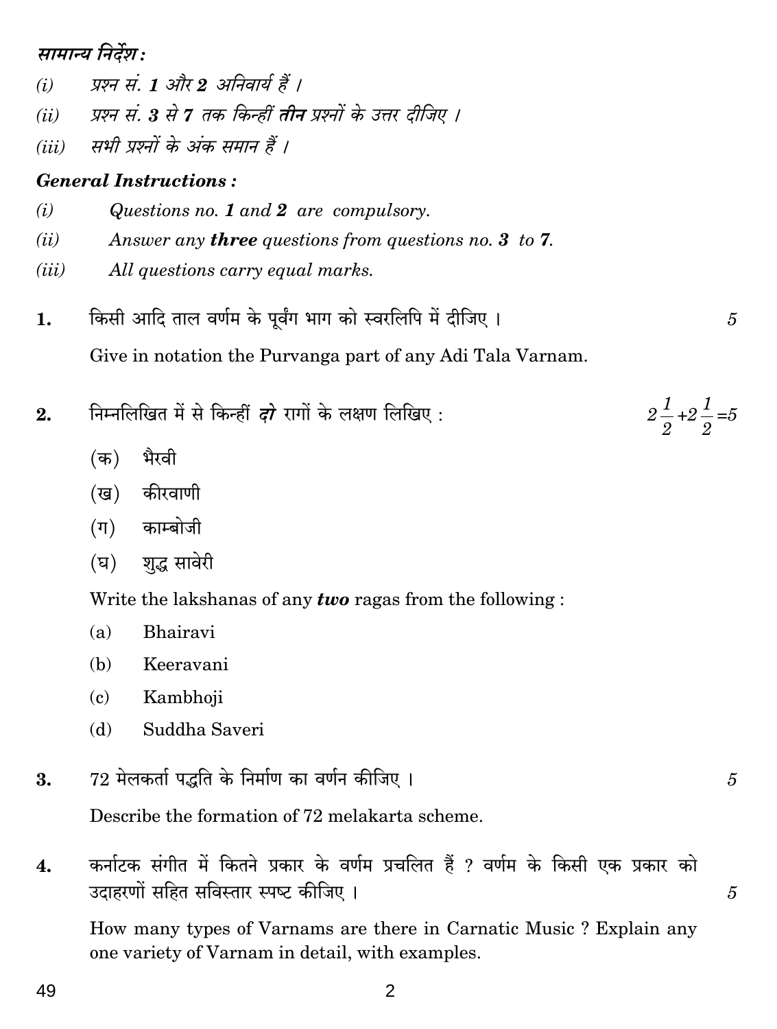**सामान्य निर्देश :**

*(i)* प्रश्न सं. **1** और **2** अनिवार्य हैं ।

*(ii)* प्रश्न सं. **3** से **7** तक किन्हीं ***तीन*** प्रश्नों के उत्तर दीजिए ।

*(iii)* सभी प्रश्नों के अंक समान हैं ।

***General Instructions :***

*(i)* *Questions no.* ***1*** *and* ***2*** *are compulsory.*

*(ii)* *Answer any* ***three*** *questions from questions no.* ***3*** *to* ***7****.*

*(iii)* *All questions carry equal marks.*

**1.** किसी आदि ताल वर्णम के पूर्वंग भाग को स्वरलिपि में दीजिए । 5

Give in notation the Purvanga part of any Adi Tala Varnam.

**2.** निम्नलिखित में से किन्हीं ***दो*** रागों के लक्षण लिखिए : $2\frac{1}{2}+2\frac{1}{2}=5$

(क) भैरवी

(ख) कीरवाणी

(ग) काम्बोजी

(घ) शुद्ध सावेरी

Write the lakshanas of any ***two*** ragas from the following :

(a) Bhairavi

(b) Keeravani

(c) Kambhoji

(d) Suddha Saveri

**3.** 72 मेलकर्ता पद्धति के निर्माण का वर्णन कीजिए । 5

Describe the formation of 72 melakarta scheme.

**4.** कर्नाटक संगीत में कितने प्रकार के वर्णम प्रचलित हैं ? वर्णम के किसी एक प्रकार को उदाहरणों सहित सविस्तार स्पष्ट कीजिए । 5

How many types of Varnams are there in Carnatic Music ? Explain any one variety of Varnam in detail, with examples.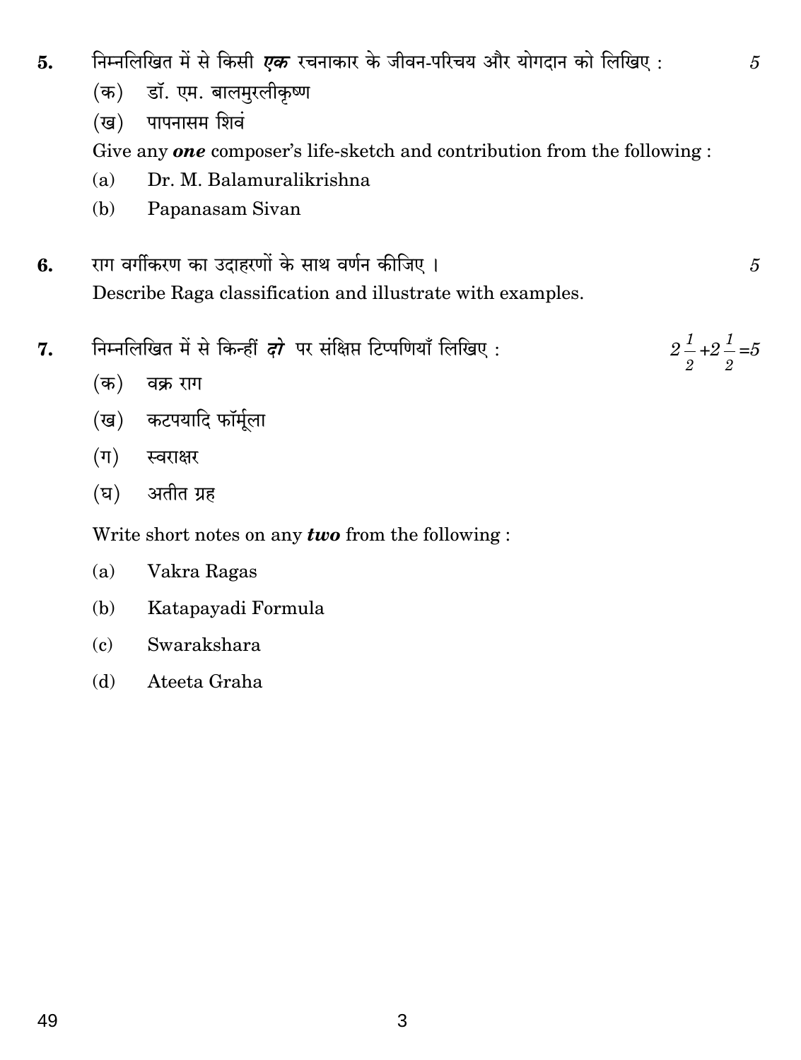**5.** निम्नलिखित में से किसी ***एक*** रचनाकार के जीवन-परिचय और योगदान को लिखिए : 5

(क) डॉ. एम. बालमुरलीकृष्ण

(ख) पापनासम शिवं

Give any ***one*** composer's life-sketch and contribution from the following :

(a) Dr. M. Balamuralikrishna

(b) Papanasam Sivan

**6.** राग वर्गीकरण का उदाहरणों के साथ वर्णन कीजिए । 5

Describe Raga classification and illustrate with examples.

**7.** निम्नलिखित में से किन्हीं ***दो*** पर संक्षिप्त टिप्पणियाँ लिखिए : $2\frac{1}{2}+2\frac{1}{2}=5$

(क) वक्र राग

(ख) कटपयादि फॉर्मूला

(ग) स्वराक्षर

(घ) अतीत ग्रह

Write short notes on any ***two*** from the following :

(a) Vakra Ragas

(b) Katapayadi Formula

(c) Swarakshara

(d) Ateeta Graha